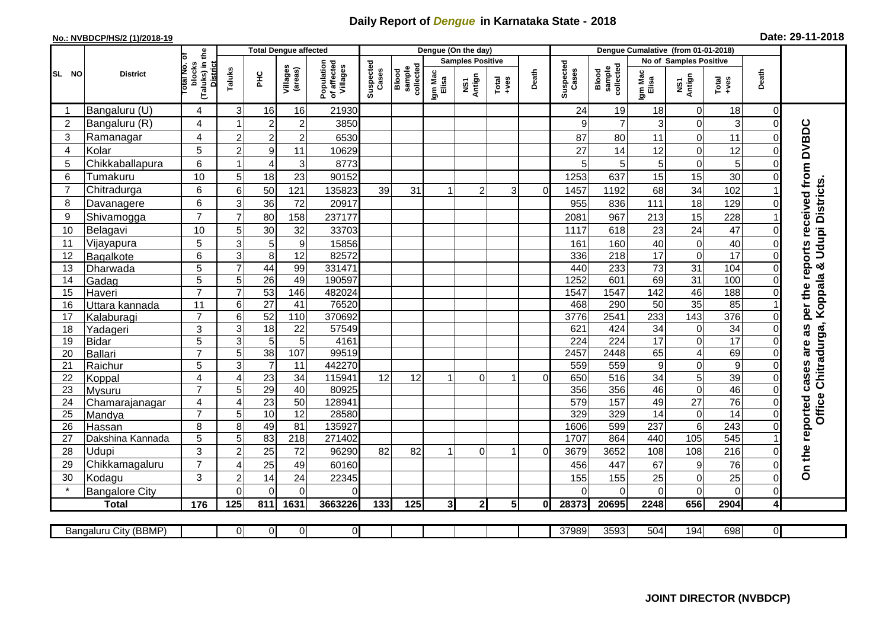# Daily Report of *Dengue* in Karnataka State - 2018

**No.: NVBDCP/HS/2 (1)/2018-19** **Date: 29-11-2018**

| SL NO | District | Total No. of blocks (Taluks) in the District | Total Dengue affected | | | | Dengue (On the day) | | | | | | Dengue Cumalative (from 01-01-2018) | | | | | | |
|---|---|---|---|---|---|---|---|---|---|---|---|---|---|---|---|---|---|---|---|
| | | | Taluks | PHC | Villages (areas) | Population of affected Villages | Suspected Cases | Blood sample collected | Samples Positive | | | Death | Suspected Cases | Blood sample collected | No of Samples Positive | | | Death | |
| | | | | | | | | | Igm Mac Elisa | NS1 Antign | Total +ves | | | | Igm Mac Elisa | NS1 Antign | Total +ves | | |
| 1 | Bangaluru (U) | 4 | 3 | 16 | 16 | 21930 | | | | | | | 24 | 19 | 18 | 0 | 18 | 0 | On the reported cases are as per the reports received from DVBDC Office Chitradurga, Koppala & Udupi Districts. |
| 2 | Bangaluru (R) | 4 | 1 | 2 | 2 | 3850 | | | | | | | 9 | 7 | 3 | 0 | 3 | 0 | |
| 3 | Ramanagar | 4 | 2 | 2 | 2 | 6530 | | | | | | | 87 | 80 | 11 | 0 | 11 | 0 | |
| 4 | Kolar | 5 | 2 | 9 | 11 | 10629 | | | | | | | 27 | 14 | 12 | 0 | 12 | 0 | |
| 5 | Chikkaballapura | 6 | 1 | 4 | 3 | 8773 | | | | | | | 5 | 5 | 5 | 0 | 5 | 0 | |
| 6 | Tumakuru | 10 | 5 | 18 | 23 | 90152 | | | | | | | 1253 | 637 | 15 | 15 | 30 | 0 | |
| 7 | Chitradurga | 6 | 6 | 50 | 121 | 135823 | 39 | 31 | 1 | 2 | 3 | 0 | 1457 | 1192 | 68 | 34 | 102 | 1 | |
| 8 | Davanagere | 6 | 3 | 36 | 72 | 20917 | | | | | | | 955 | 836 | 111 | 18 | 129 | 0 | |
| 9 | Shivamogga | 7 | 7 | 80 | 158 | 237177 | | | | | | | 2081 | 967 | 213 | 15 | 228 | 1 | |
| 10 | Belagavi | 10 | 5 | 30 | 32 | 33703 | | | | | | | 1117 | 618 | 23 | 24 | 47 | 0 | |
| 11 | Vijayapura | 5 | 3 | 5 | 9 | 15856 | | | | | | | 161 | 160 | 40 | 0 | 40 | 0 | |
| 12 | Bagalkote | 6 | 3 | 8 | 12 | 82572 | | | | | | | 336 | 218 | 17 | 0 | 17 | 0 | |
| 13 | Dharwada | 5 | 7 | 44 | 99 | 331471 | | | | | | | 440 | 233 | 73 | 31 | 104 | 0 | |
| 14 | Gadag | 5 | 5 | 26 | 49 | 190597 | | | | | | | 1252 | 601 | 69 | 31 | 100 | 0 | |
| 15 | Haveri | 7 | 7 | 53 | 146 | 482024 | | | | | | | 1547 | 1547 | 142 | 46 | 188 | 0 | |
| 16 | Uttara kannada | 11 | 6 | 27 | 41 | 76520 | | | | | | | 468 | 290 | 50 | 35 | 85 | 1 | |
| 17 | Kalaburagi | 7 | 6 | 52 | 110 | 370692 | | | | | | | 3776 | 2541 | 233 | 143 | 376 | 0 | |
| 18 | Yadageri | 3 | 3 | 18 | 22 | 57549 | | | | | | | 621 | 424 | 34 | 0 | 34 | 0 | |
| 19 | Bidar | 5 | 3 | 5 | 5 | 4161 | | | | | | | 224 | 224 | 17 | 0 | 17 | 0 | |
| 20 | Ballari | 7 | 5 | 38 | 107 | 99519 | | | | | | | 2457 | 2448 | 65 | 4 | 69 | 0 | |
| 21 | Raichur | 5 | 3 | 7 | 11 | 442270 | | | | | | | 559 | 559 | 9 | 0 | 9 | 0 | |
| 22 | Koppal | 4 | 4 | 23 | 34 | 115941 | 12 | 12 | 1 | 0 | 1 | 0 | 650 | 516 | 34 | 5 | 39 | 0 | |
| 23 | Mysuru | 7 | 5 | 29 | 40 | 80925 | | | | | | | 356 | 356 | 46 | 0 | 46 | 0 | |
| 24 | Chamarajanagar | 4 | 4 | 23 | 50 | 128941 | | | | | | | 579 | 157 | 49 | 27 | 76 | 0 | |
| 25 | Mandya | 7 | 5 | 10 | 12 | 28580 | | | | | | | 329 | 329 | 14 | 0 | 14 | 0 | |
| 26 | Hassan | 8 | 8 | 49 | 81 | 135927 | | | | | | | 1606 | 599 | 237 | 6 | 243 | 0 | |
| 27 | Dakshina Kannada | 5 | 5 | 83 | 218 | 271402 | | | | | | | 1707 | 864 | 440 | 105 | 545 | 1 | |
| 28 | Udupi | 3 | 2 | 25 | 72 | 96290 | 82 | 82 | 1 | 0 | 1 | 0 | 3679 | 3652 | 108 | 108 | 216 | 0 | |
| 29 | Chikkamagaluru | 7 | 4 | 25 | 49 | 60160 | | | | | | | 456 | 447 | 67 | 9 | 76 | 0 | |
| 30 | Kodagu | 3 | 2 | 14 | 24 | 22345 | | | | | | | 155 | 155 | 25 | 0 | 25 | 0 | |
| * | Bangalore City | | 0 | 0 | 0 | 0 | | | | | | | 0 | 0 | 0 | 0 | 0 | 0 | |
| | **Total** | **176** | **125** | **811** | **1631** | **3663226** | **133** | **125** | **3** | **2** | **5** | **0** | **28373** | **20695** | **2248** | **656** | **2904** | **4** | |

| Bangaluru City (BBMP) | | 0 | 0 | 0 | 0 | | | | | | | 37989 | 3593 | 504 | 194 | 698 | 0 |
|---|---|---|---|---|---|---|---|---|---|---|---|---|---|---|---|---|---|

**JOINT DIRECTOR (NVBDCP)**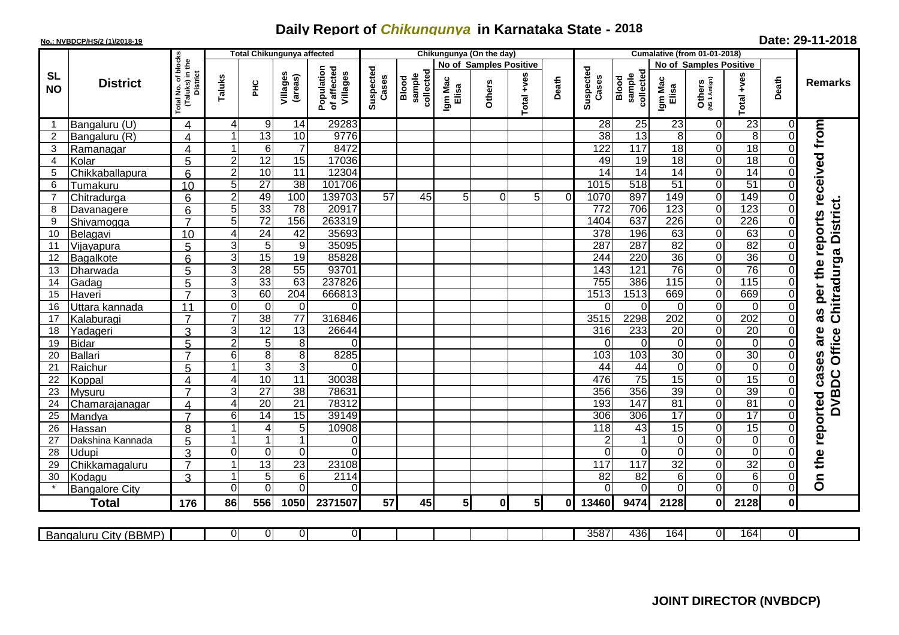# Daily Report of *Chikungunya* in Karnataka State - 2018

**No.: NVBDCP/HS/2 (1)/2018-19**

**Date: 29-11-2018**

| SL NO | District | Total No. of blocks (Taluks) in the District | Total Chikungunya affected | | | | Chikungunya (On the day) | | | | | | | Cumalative (from 01-01-2018) | | | | | | | Remarks |
|---|---|---|---|---|---|---|---|---|---|---|---|---|---|---|---|---|---|---|---|---|---|
| | | | Taluks | PHC | Villages (areas) | Population of affected Villages | Suspected Cases | Blood sample collected | No of Samples Positive | | | Death | Suspected Cases | Blood sample collected | No of Samples Positive | | | Death | |
| | | | | | | | | | Igm Mac Elisa | Others | Total +ves | | | | Igm Mac Elisa | Others (NS 1 Antign) | Total +ves | | |
| 1 | Bangaluru (U) | 4 | 4 | 9 | 14 | 29283 | | | | | | | 28 | 25 | 23 | 0 | 23 | 0 | On the reported cases are as per the reports received from DVBDC Office Chitradurga District. |
| 2 | Bangaluru (R) | 4 | 1 | 13 | 10 | 9776 | | | | | | | 38 | 13 | 8 | 0 | 8 | 0 | |
| 3 | Ramanagar | 4 | 1 | 6 | 7 | 8472 | | | | | | | 122 | 117 | 18 | 0 | 18 | 0 | |
| 4 | Kolar | 5 | 2 | 12 | 15 | 17036 | | | | | | | 49 | 19 | 18 | 0 | 18 | 0 | |
| 5 | Chikkaballapura | 6 | 2 | 10 | 11 | 12304 | | | | | | | 14 | 14 | 14 | 0 | 14 | 0 | |
| 6 | Tumakuru | 10 | 5 | 27 | 38 | 101706 | | | | | | | 1015 | 518 | 51 | 0 | 51 | 0 | |
| 7 | Chitradurga | 6 | 2 | 49 | 100 | 139703 | 57 | 45 | 5 | 0 | 5 | 0 | 1070 | 897 | 149 | 0 | 149 | 0 | |
| 8 | Davanagere | 6 | 5 | 33 | 78 | 20917 | | | | | | | 772 | 706 | 123 | 0 | 123 | 0 | |
| 9 | Shivamogga | 7 | 5 | 72 | 156 | 263319 | | | | | | | 1404 | 637 | 226 | 0 | 226 | 0 | |
| 10 | Belagavi | 10 | 4 | 24 | 42 | 35693 | | | | | | | 378 | 196 | 63 | 0 | 63 | 0 | |
| 11 | Vijayapura | 5 | 3 | 5 | 9 | 35095 | | | | | | | 287 | 287 | 82 | 0 | 82 | 0 | |
| 12 | Bagalkote | 6 | 3 | 15 | 19 | 85828 | | | | | | | 244 | 220 | 36 | 0 | 36 | 0 | |
| 13 | Dharwada | 5 | 3 | 28 | 55 | 93701 | | | | | | | 143 | 121 | 76 | 0 | 76 | 0 | |
| 14 | Gadag | 5 | 3 | 33 | 63 | 237826 | | | | | | | 755 | 386 | 115 | 0 | 115 | 0 | |
| 15 | Haveri | 7 | 3 | 60 | 204 | 666813 | | | | | | | 1513 | 1513 | 669 | 0 | 669 | 0 | |
| 16 | Uttara kannada | 11 | 0 | 0 | 0 | 0 | | | | | | | 0 | 0 | 0 | 0 | 0 | 0 | |
| 17 | Kalaburagi | 7 | 7 | 38 | 77 | 316846 | | | | | | | 3515 | 2298 | 202 | 0 | 202 | 0 | |
| 18 | Yadageri | 3 | 3 | 12 | 13 | 26644 | | | | | | | 316 | 233 | 20 | 0 | 20 | 0 | |
| 19 | Bidar | 5 | 2 | 5 | 8 | 0 | | | | | | | 0 | 0 | 0 | 0 | 0 | 0 | |
| 20 | Ballari | 7 | 6 | 8 | 8 | 8285 | | | | | | | 103 | 103 | 30 | 0 | 30 | 0 | |
| 21 | Raichur | 5 | 1 | 3 | 3 | 0 | | | | | | | 44 | 44 | 0 | 0 | 0 | 0 | |
| 22 | Koppal | 4 | 4 | 10 | 11 | 30038 | | | | | | | 476 | 75 | 15 | 0 | 15 | 0 | |
| 23 | Mysuru | 7 | 3 | 27 | 38 | 78631 | | | | | | | 356 | 356 | 39 | 0 | 39 | 0 | |
| 24 | Chamarajanagar | 4 | 4 | 20 | 21 | 78312 | | | | | | | 193 | 147 | 81 | 0 | 81 | 0 | |
| 25 | Mandya | 7 | 6 | 14 | 15 | 39149 | | | | | | | 306 | 306 | 17 | 0 | 17 | 0 | |
| 26 | Hassan | 8 | 1 | 4 | 5 | 10908 | | | | | | | 118 | 43 | 15 | 0 | 15 | 0 | |
| 27 | Dakshina Kannada | 5 | 1 | 1 | 1 | 0 | | | | | | | 2 | 1 | 0 | 0 | 0 | 0 | |
| 28 | Udupi | 3 | 0 | 0 | 0 | 0 | | | | | | | 0 | 0 | 0 | 0 | 0 | 0 | |
| 29 | Chikkamagaluru | 7 | 1 | 13 | 23 | 23108 | | | | | | | 117 | 117 | 32 | 0 | 32 | 0 | |
| 30 | Kodagu | 3 | 1 | 5 | 6 | 2114 | | | | | | | 82 | 82 | 6 | 0 | 6 | 0 | |
| * | Bangalore City | | 0 | 0 | 0 | 0 | | | | | | | 0 | 0 | 0 | 0 | 0 | 0 | |
| **Total** | | **176** | **86** | **556** | **1050** | **2371507** | **57** | **45** | **5** | **0** | **5** | **0** | **13460** | **9474** | **2128** | **0** | **2128** | **0** | |

| | | | | | | | | | | | | | | | | | | | |
|---|---|---|---|---|---|---|---|---|---|---|---|---|---|---|---|---|---|---|---|
| Bangaluru City (BBMP) | | 0 | 0 | 0 | 0 | | | | | | | 3587 | 436 | 164 | 0 | 164 | 0 | |

**JOINT DIRECTOR (NVBDCP)**